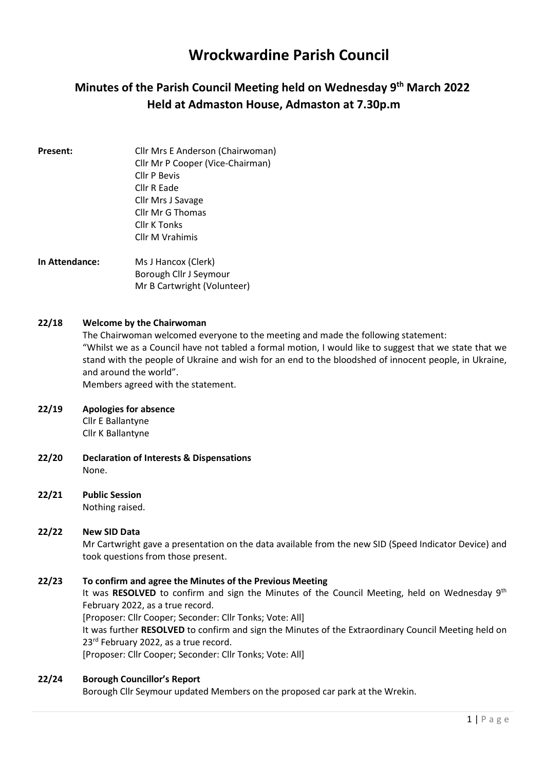# Wrockwardine Parish Council

## Minutes of the Parish Council Meeting held on Wednesday 9th March 2022
## Held at Admaston House, Admaston at 7.30p.m

**Present:**
Cllr Mrs E Anderson (Chairwoman)
Cllr Mr P Cooper (Vice-Chairman)
Cllr P Bevis
Cllr R Eade
Cllr Mrs J Savage
Cllr Mr G Thomas
Cllr K Tonks
Cllr M Vrahimis

**In Attendance:**
Ms J Hancox (Clerk)
Borough Cllr J Seymour
Mr B Cartwright (Volunteer)

**22/18 Welcome by the Chairwoman**

The Chairwoman welcomed everyone to the meeting and made the following statement:
"Whilst we as a Council have not tabled a formal motion, I would like to suggest that we state that we stand with the people of Ukraine and wish for an end to the bloodshed of innocent people, in Ukraine, and around the world".
Members agreed with the statement.

**22/19 Apologies for absence**

Cllr E Ballantyne
Cllr K Ballantyne

**22/20 Declaration of Interests & Dispensations**

None.

**22/21 Public Session**

Nothing raised.

**22/22 New SID Data**

Mr Cartwright gave a presentation on the data available from the new SID (Speed Indicator Device) and took questions from those present.

**22/23 To confirm and agree the Minutes of the Previous Meeting**

It was **RESOLVED** to confirm and sign the Minutes of the Council Meeting, held on Wednesday 9th February 2022, as a true record.
[Proposer: Cllr Cooper; Seconder: Cllr Tonks; Vote: All]
It was further **RESOLVED** to confirm and sign the Minutes of the Extraordinary Council Meeting held on 23rd February 2022, as a true record.
[Proposer: Cllr Cooper; Seconder: Cllr Tonks; Vote: All]

**22/24 Borough Councillor's Report**

Borough Cllr Seymour updated Members on the proposed car park at the Wrekin.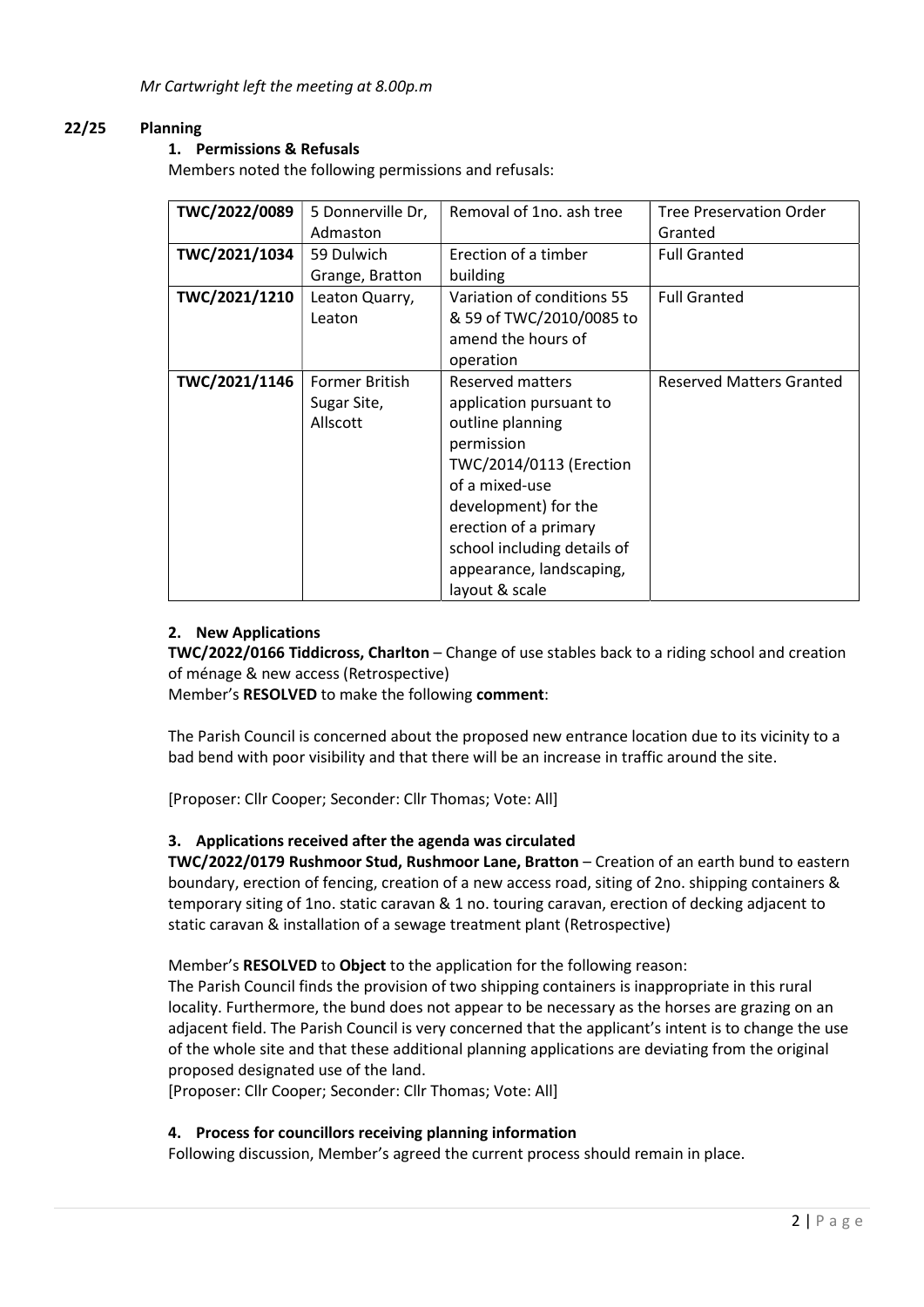*Mr Cartwright left the meeting at 8.00p.m*

## 22/25 Planning

### 1. Permissions & Refusals

Members noted the following permissions and refusals:

| TWC/2022/0089 | 5 Donnerville Dr, Admaston | Removal of 1no. ash tree | Tree Preservation Order Granted |
|---|---|---|---|
| **TWC/2021/1034** | 59 Dulwich Grange, Bratton | Erection of a timber building | Full Granted |
| **TWC/2021/1210** | Leaton Quarry, Leaton | Variation of conditions 55 & 59 of TWC/2010/0085 to amend the hours of operation | Full Granted |
| **TWC/2021/1146** | Former British Sugar Site, Allscott | Reserved matters application pursuant to outline planning permission TWC/2014/0113 (Erection of a mixed-use development) for the erection of a primary school including details of appearance, landscaping, layout & scale | Reserved Matters Granted |

### 2. New Applications

**TWC/2022/0166 Tiddicross, Charlton** – Change of use stables back to a riding school and creation of ménage & new access (Retrospective)

Member's **RESOLVED** to make the following **comment**:

The Parish Council is concerned about the proposed new entrance location due to its vicinity to a bad bend with poor visibility and that there will be an increase in traffic around the site.

[Proposer: Cllr Cooper; Seconder: Cllr Thomas; Vote: All]

### 3. Applications received after the agenda was circulated

**TWC/2022/0179 Rushmoor Stud, Rushmoor Lane, Bratton** – Creation of an earth bund to eastern boundary, erection of fencing, creation of a new access road, siting of 2no. shipping containers & temporary siting of 1no. static caravan & 1 no. touring caravan, erection of decking adjacent to static caravan & installation of a sewage treatment plant (Retrospective)

Member's **RESOLVED** to **Object** to the application for the following reason:

The Parish Council finds the provision of two shipping containers is inappropriate in this rural locality. Furthermore, the bund does not appear to be necessary as the horses are grazing on an adjacent field. The Parish Council is very concerned that the applicant's intent is to change the use of the whole site and that these additional planning applications are deviating from the original proposed designated use of the land.

[Proposer: Cllr Cooper; Seconder: Cllr Thomas; Vote: All]

### 4. Process for councillors receiving planning information

Following discussion, Member's agreed the current process should remain in place.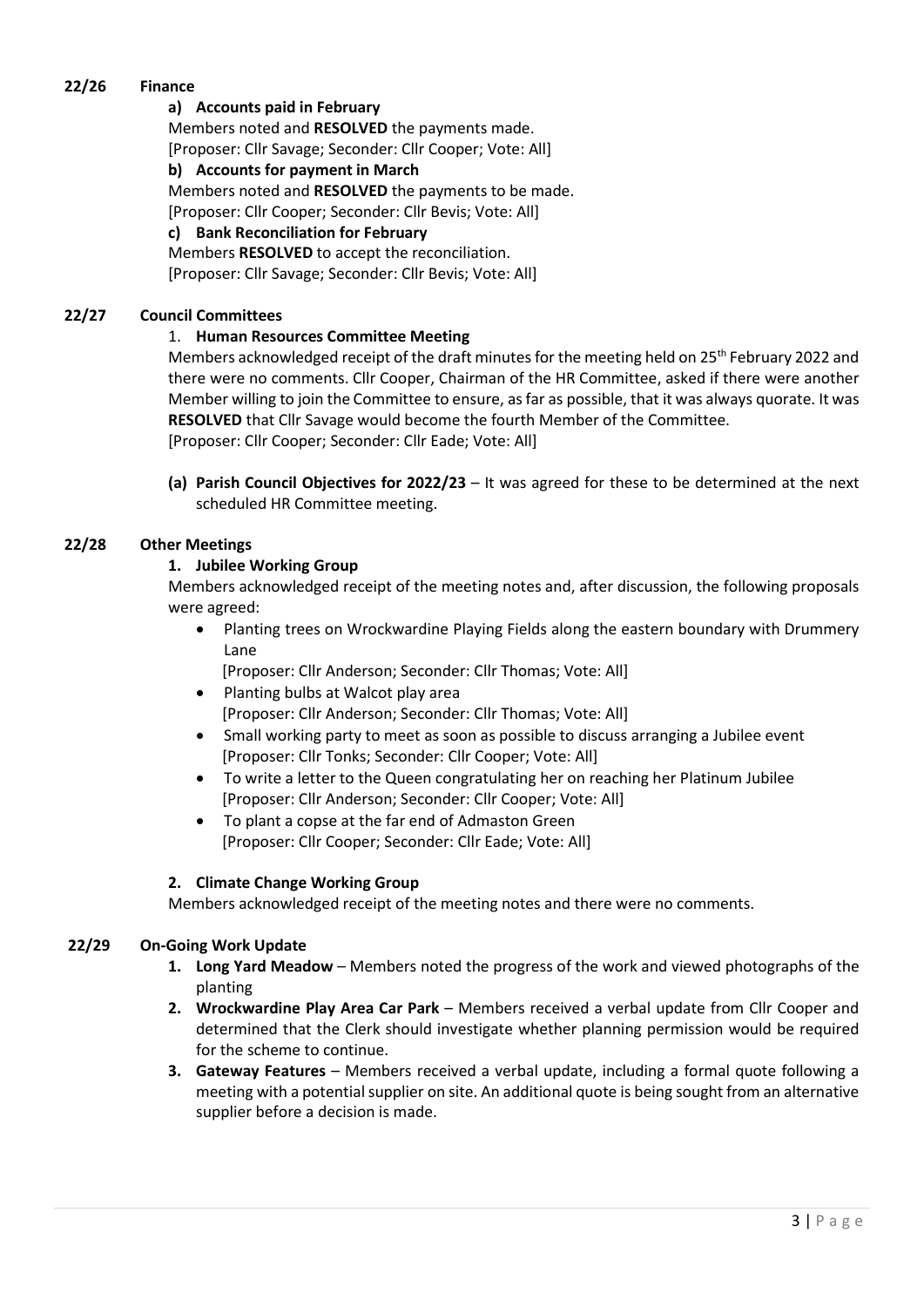**22/26 Finance**

**a) Accounts paid in February**

Members noted and **RESOLVED** the payments made.
[Proposer: Cllr Savage; Seconder: Cllr Cooper; Vote: All]

**b) Accounts for payment in March**

Members noted and **RESOLVED** the payments to be made.
[Proposer: Cllr Cooper; Seconder: Cllr Bevis; Vote: All]

**c) Bank Reconciliation for February**

Members **RESOLVED** to accept the reconciliation.
[Proposer: Cllr Savage; Seconder: Cllr Bevis; Vote: All]

**22/27 Council Committees**

1. **Human Resources Committee Meeting**

Members acknowledged receipt of the draft minutes for the meeting held on 25th February 2022 and there were no comments. Cllr Cooper, Chairman of the HR Committee, asked if there were another Member willing to join the Committee to ensure, as far as possible, that it was always quorate. It was **RESOLVED** that Cllr Savage would become the fourth Member of the Committee.
[Proposer: Cllr Cooper; Seconder: Cllr Eade; Vote: All]

**(a) Parish Council Objectives for 2022/23** – It was agreed for these to be determined at the next scheduled HR Committee meeting.

**22/28 Other Meetings**

**1. Jubilee Working Group**

Members acknowledged receipt of the meeting notes and, after discussion, the following proposals were agreed:

- Planting trees on Wrockwardine Playing Fields along the eastern boundary with Drummery Lane
  [Proposer: Cllr Anderson; Seconder: Cllr Thomas; Vote: All]
- Planting bulbs at Walcot play area
  [Proposer: Cllr Anderson; Seconder: Cllr Thomas; Vote: All]
- Small working party to meet as soon as possible to discuss arranging a Jubilee event
  [Proposer: Cllr Tonks; Seconder: Cllr Cooper; Vote: All]
- To write a letter to the Queen congratulating her on reaching her Platinum Jubilee
  [Proposer: Cllr Anderson; Seconder: Cllr Cooper; Vote: All]
- To plant a copse at the far end of Admaston Green
  [Proposer: Cllr Cooper; Seconder: Cllr Eade; Vote: All]

**2. Climate Change Working Group**

Members acknowledged receipt of the meeting notes and there were no comments.

**22/29 On-Going Work Update**

1. **Long Yard Meadow** – Members noted the progress of the work and viewed photographs of the planting
2. **Wrockwardine Play Area Car Park** – Members received a verbal update from Cllr Cooper and determined that the Clerk should investigate whether planning permission would be required for the scheme to continue.
3. **Gateway Features** – Members received a verbal update, including a formal quote following a meeting with a potential supplier on site. An additional quote is being sought from an alternative supplier before a decision is made.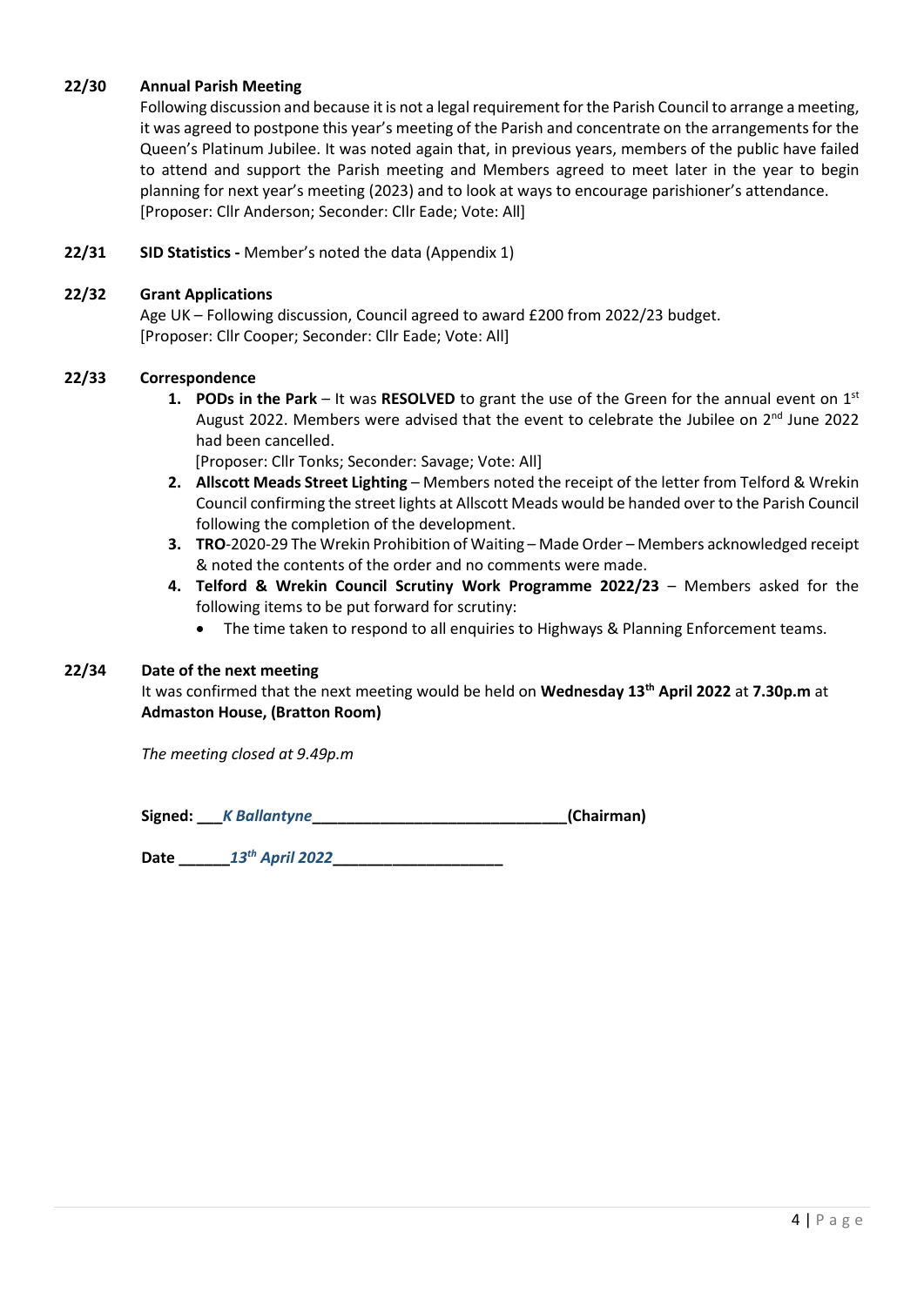**22/30 Annual Parish Meeting**

Following discussion and because it is not a legal requirement for the Parish Council to arrange a meeting, it was agreed to postpone this year's meeting of the Parish and concentrate on the arrangements for the Queen's Platinum Jubilee. It was noted again that, in previous years, members of the public have failed to attend and support the Parish meeting and Members agreed to meet later in the year to begin planning for next year's meeting (2023) and to look at ways to encourage parishioner's attendance.
[Proposer: Cllr Anderson; Seconder: Cllr Eade; Vote: All]

**22/31 SID Statistics -** Member's noted the data (Appendix 1)

**22/32 Grant Applications**

Age UK – Following discussion, Council agreed to award £200 from 2022/23 budget.
[Proposer: Cllr Cooper; Seconder: Cllr Eade; Vote: All]

**22/33 Correspondence**

1. **PODs in the Park** – It was **RESOLVED** to grant the use of the Green for the annual event on 1st August 2022. Members were advised that the event to celebrate the Jubilee on 2nd June 2022 had been cancelled.
   [Proposer: Cllr Tonks; Seconder: Savage; Vote: All]
2. **Allscott Meads Street Lighting** – Members noted the receipt of the letter from Telford & Wrekin Council confirming the street lights at Allscott Meads would be handed over to the Parish Council following the completion of the development.
3. **TRO**-2020-29 The Wrekin Prohibition of Waiting – Made Order – Members acknowledged receipt & noted the contents of the order and no comments were made.
4. **Telford & Wrekin Council Scrutiny Work Programme 2022/23** – Members asked for the following items to be put forward for scrutiny:
   - The time taken to respond to all enquiries to Highways & Planning Enforcement teams.

**22/34 Date of the next meeting**

It was confirmed that the next meeting would be held on **Wednesday 13th April 2022** at **7.30p.m** at **Admaston House, (Bratton Room)**

*The meeting closed at 9.49p.m*

**Signed:** ___*K Ballantyne*______________________________**(Chairman)**

**Date** ______*13th April 2022*____________________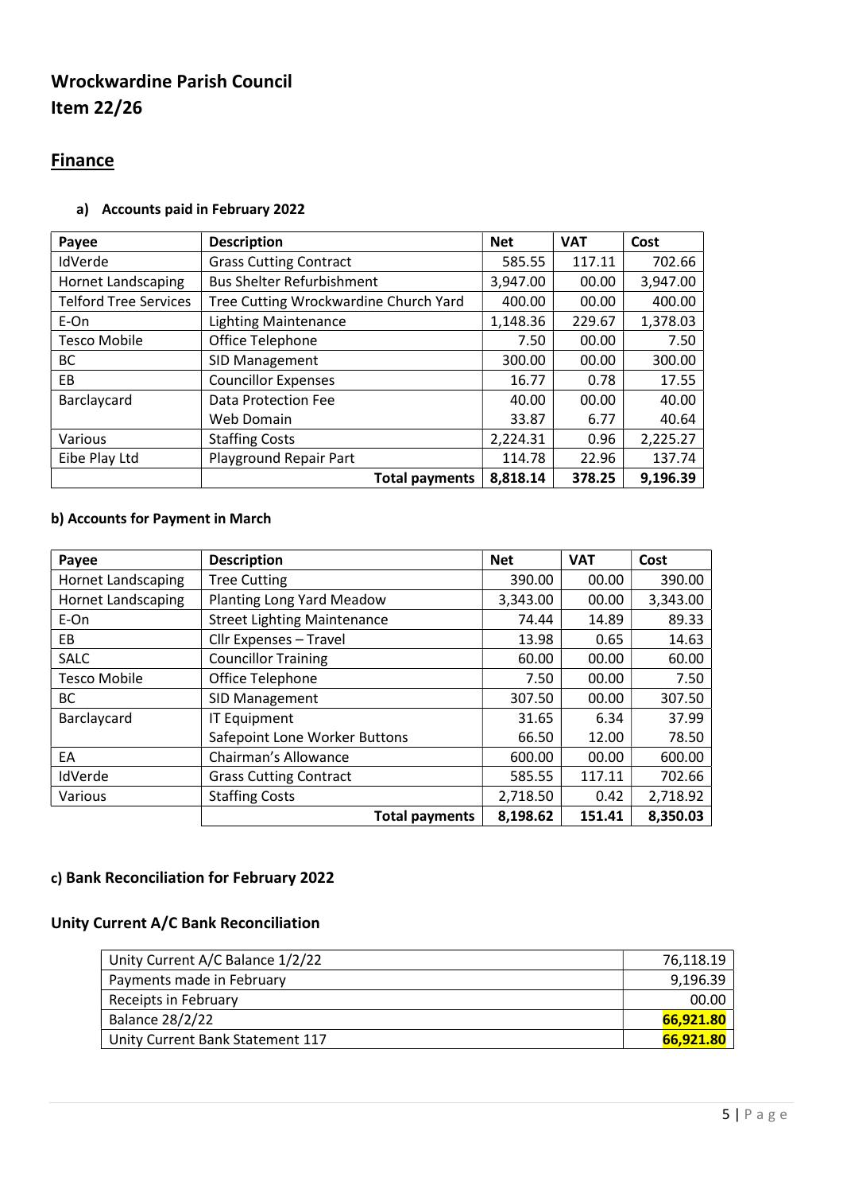# Wrockwardine Parish Council
# Item 22/26

## Finance

### a) Accounts paid in February 2022

| Payee | Description | Net | VAT | Cost |
|---|---|---|---|---|
| IdVerde | Grass Cutting Contract | 585.55 | 117.11 | 702.66 |
| Hornet Landscaping | Bus Shelter Refurbishment | 3,947.00 | 00.00 | 3,947.00 |
| Telford Tree Services | Tree Cutting Wrockwardine Church Yard | 400.00 | 00.00 | 400.00 |
| E-On | Lighting Maintenance | 1,148.36 | 229.67 | 1,378.03 |
| Tesco Mobile | Office Telephone | 7.50 | 00.00 | 7.50 |
| BC | SID Management | 300.00 | 00.00 | 300.00 |
| EB | Councillor Expenses | 16.77 | 0.78 | 17.55 |
| Barclaycard | Data Protection Fee | 40.00 | 00.00 | 40.00 |
| | Web Domain | 33.87 | 6.77 | 40.64 |
| Various | Staffing Costs | 2,224.31 | 0.96 | 2,225.27 |
| Eibe Play Ltd | Playground Repair Part | 114.78 | 22.96 | 137.74 |
| | **Total payments** | **8,818.14** | **378.25** | **9,196.39** |

### b) Accounts for Payment in March

| Payee | Description | Net | VAT | Cost |
|---|---|---|---|---|
| Hornet Landscaping | Tree Cutting | 390.00 | 00.00 | 390.00 |
| Hornet Landscaping | Planting Long Yard Meadow | 3,343.00 | 00.00 | 3,343.00 |
| E-On | Street Lighting Maintenance | 74.44 | 14.89 | 89.33 |
| EB | Cllr Expenses – Travel | 13.98 | 0.65 | 14.63 |
| SALC | Councillor Training | 60.00 | 00.00 | 60.00 |
| Tesco Mobile | Office Telephone | 7.50 | 00.00 | 7.50 |
| BC | SID Management | 307.50 | 00.00 | 307.50 |
| Barclaycard | IT Equipment | 31.65 | 6.34 | 37.99 |
| | Safepoint Lone Worker Buttons | 66.50 | 12.00 | 78.50 |
| EA | Chairman's Allowance | 600.00 | 00.00 | 600.00 |
| IdVerde | Grass Cutting Contract | 585.55 | 117.11 | 702.66 |
| Various | Staffing Costs | 2,718.50 | 0.42 | 2,718.92 |
| | **Total payments** | **8,198.62** | **151.41** | **8,350.03** |

### c) Bank Reconciliation for February 2022

### Unity Current A/C Bank Reconciliation

| | |
|---|---|
| Unity Current A/C Balance 1/2/22 | 76,118.19 |
| Payments made in February | 9,196.39 |
| Receipts in February | 00.00 |
| Balance 28/2/22 | **66,921.80** |
| Unity Current Bank Statement 117 | **66,921.80** |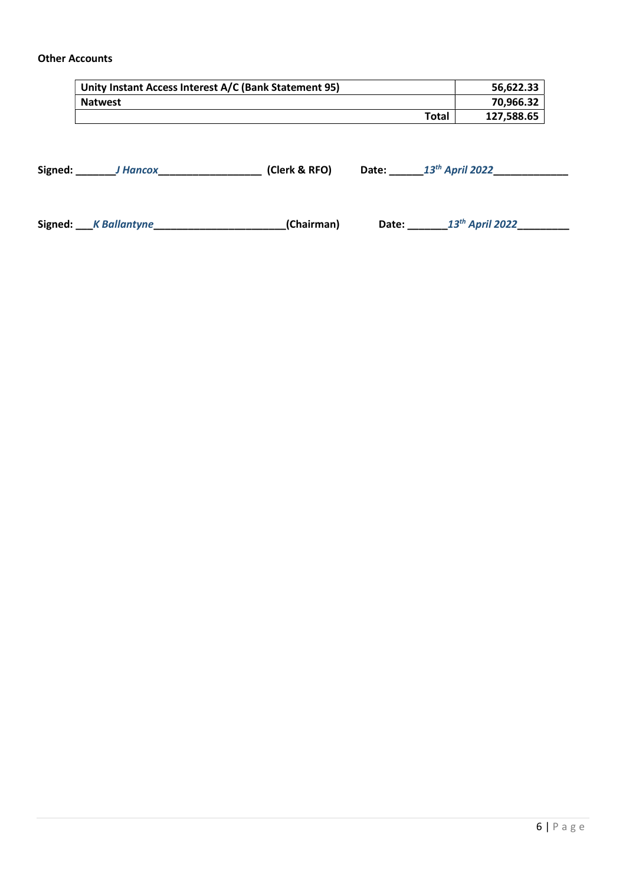**Other Accounts**

| Unity Instant Access Interest A/C (Bank Statement 95) | 56,622.33 |
|---|---|
| Natwest | 70,966.32 |
| Total | 127,588.65 |

**Signed:** _______*J Hancox*__________________ **(Clerk & RFO)** **Date:** ______*13th April 2022*_____________

**Signed:** ___*K Ballantyne*_______________________**(Chairman)** **Date:** _______*13th April 2022*_________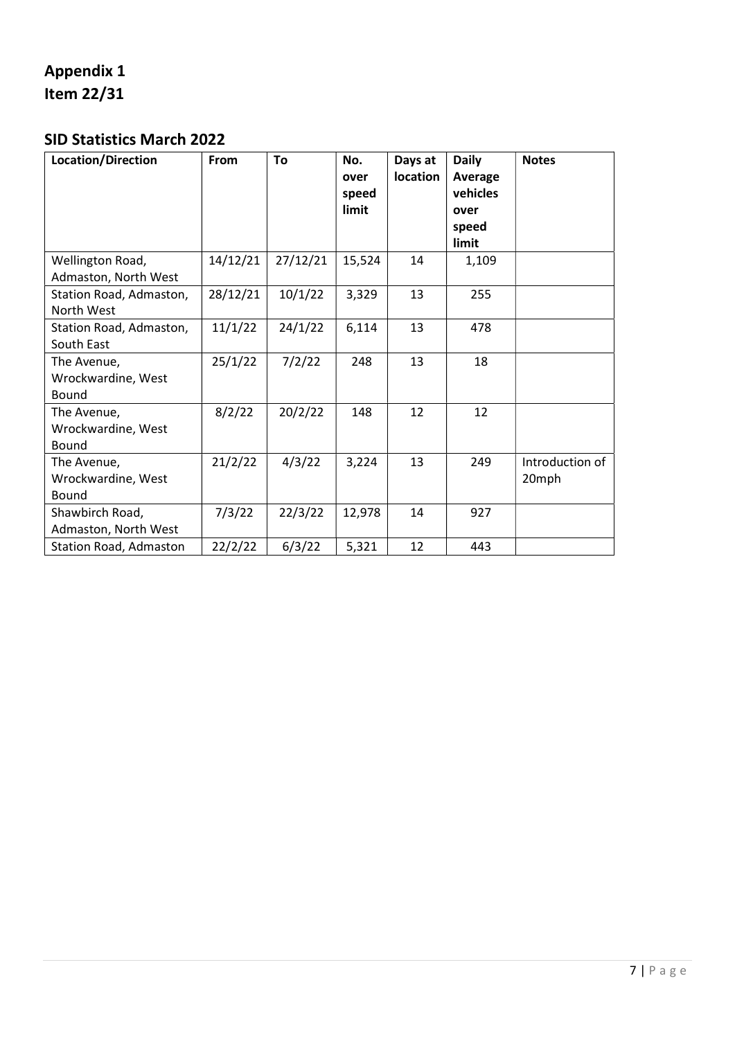# Appendix 1
# Item 22/31

## SID Statistics March 2022

| Location/Direction | From | To | No. over speed limit | Days at location | Daily Average vehicles over speed limit | Notes |
|---|---|---|---|---|---|---|
| Wellington Road, Admaston, North West | 14/12/21 | 27/12/21 | 15,524 | 14 | 1,109 | |
| Station Road, Admaston, North West | 28/12/21 | 10/1/22 | 3,329 | 13 | 255 | |
| Station Road, Admaston, South East | 11/1/22 | 24/1/22 | 6,114 | 13 | 478 | |
| The Avenue, Wrockwardine, West Bound | 25/1/22 | 7/2/22 | 248 | 13 | 18 | |
| The Avenue, Wrockwardine, West Bound | 8/2/22 | 20/2/22 | 148 | 12 | 12 | |
| The Avenue, Wrockwardine, West Bound | 21/2/22 | 4/3/22 | 3,224 | 13 | 249 | Introduction of 20mph |
| Shawbirch Road, Admaston, North West | 7/3/22 | 22/3/22 | 12,978 | 14 | 927 | |
| Station Road, Admaston | 22/2/22 | 6/3/22 | 5,321 | 12 | 443 | |